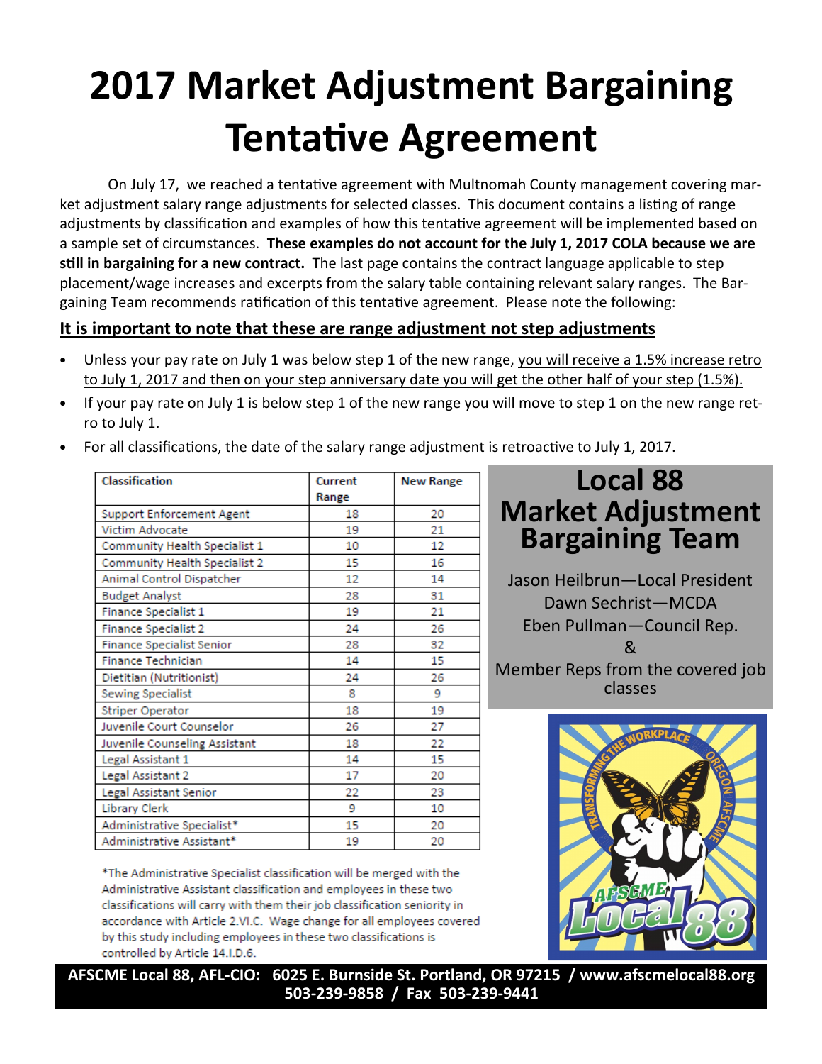# 2017 Market Adjustment Bargaining Tentative Agreement

On July 17, we reached a tentative agreement with Multnomah County management covering market adjustment salary range adjustments for selected classes. This document contains a listing of range adjustments by classification and examples of how this tentative agreement will be implemented based on a sample set of circumstances. **These examples do not account for the July 1, 2017 COLA because we are still in bargaining for a new contract.** The last page contains the contract language applicable to step placement/wage increases and excerpts from the salary table containing relevant salary ranges. The Bargaining Team recommends ratification of this tentative agreement. Please note the following:

## It is important to note that these are range adjustment not step adjustments

- Unless your pay rate on July 1 was below step 1 of the new range, you will receive a 1.5% increase retro to July 1, 2017 and then on your step anniversary date you will get the other half of your step (1.5%).
- If your pay rate on July 1 is below step 1 of the new range you will move to step 1 on the new range retro to July 1.
- For all classifications, the date of the salary range adjustment is retroactive to July 1, 2017.

| Classification | Current Range | New Range |
|---|---|---|
| Support Enforcement Agent | 18 | 20 |
| Victim Advocate | 19 | 21 |
| Community Health Specialist 1 | 10 | 12 |
| Community Health Specialist 2 | 15 | 16 |
| Animal Control Dispatcher | 12 | 14 |
| Budget Analyst | 28 | 31 |
| Finance Specialist 1 | 19 | 21 |
| Finance Specialist 2 | 24 | 26 |
| Finance Specialist Senior | 28 | 32 |
| Finance Technician | 14 | 15 |
| Dietitian (Nutritionist) | 24 | 26 |
| Sewing Specialist | 8 | 9 |
| Striper Operator | 18 | 19 |
| Juvenile Court Counselor | 26 | 27 |
| Juvenile Counseling Assistant | 18 | 22 |
| Legal Assistant 1 | 14 | 15 |
| Legal Assistant 2 | 17 | 20 |
| Legal Assistant Senior | 22 | 23 |
| Library Clerk | 9 | 10 |
| Administrative Specialist* | 15 | 20 |
| Administrative Assistant* | 19 | 20 |

*The Administrative Specialist classification will be merged with the Administrative Assistant classification and employees in these two classifications will carry with them their job classification seniority in accordance with Article 2.VI.C. Wage change for all employees covered by this study including employees in these two classifications is controlled by Article 14.I.D.6.

## Local 88 Market Adjustment Bargaining Team

Jason Heilbrun—Local President
Dawn Sechrist—MCDA
Eben Pullman—Council Rep.
&
Member Reps from the covered job classes

**AFSCME Local 88, AFL-CIO: 6025 E. Burnside St. Portland, OR 97215 / www.afscmelocal88.org**
**503-239-9858 / Fax 503-239-9441**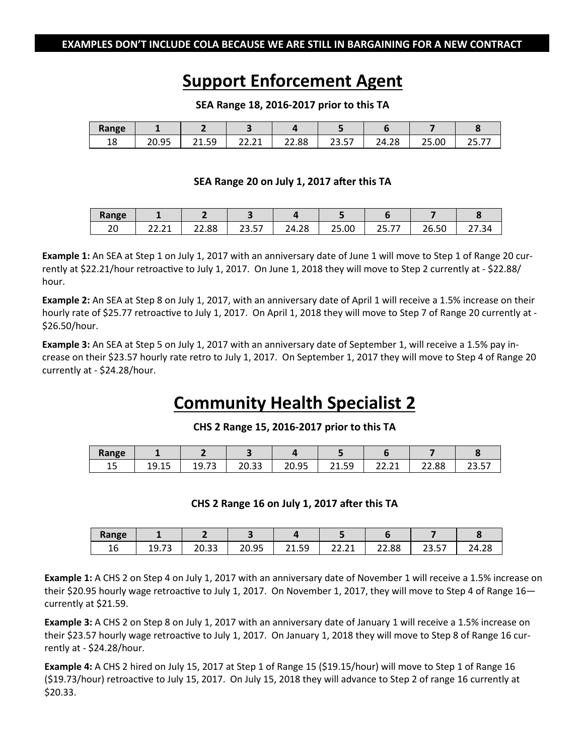**EXAMPLES DON'T INCLUDE COLA BECAUSE WE ARE STILL IN BARGAINING FOR A NEW CONTRACT**

# Support Enforcement Agent

**SEA Range 18, 2016-2017 prior to this TA**

| Range | 1 | 2 | 3 | 4 | 5 | 6 | 7 | 8 |
|---|---|---|---|---|---|---|---|---|
| 18 | 20.95 | 21.59 | 22.21 | 22.88 | 23.57 | 24.28 | 25.00 | 25.77 |

**SEA Range 20 on July 1, 2017 after this TA**

| Range | 1 | 2 | 3 | 4 | 5 | 6 | 7 | 8 |
|---|---|---|---|---|---|---|---|---|
| 20 | 22.21 | 22.88 | 23.57 | 24.28 | 25.00 | 25.77 | 26.50 | 27.34 |

**Example 1:** An SEA at Step 1 on July 1, 2017 with an anniversary date of June 1 will move to Step 1 of Range 20 currently at $22.21/hour retroactive to July 1, 2017. On June 1, 2018 they will move to Step 2 currently at - $22.88/hour.

**Example 2:** An SEA at Step 8 on July 1, 2017, with an anniversary date of April 1 will receive a 1.5% increase on their hourly rate of $25.77 retroactive to July 1, 2017. On April 1, 2018 they will move to Step 7 of Range 20 currently at - $26.50/hour.

**Example 3:** An SEA at Step 5 on July 1, 2017 with an anniversary date of September 1, will receive a 1.5% pay increase on their $23.57 hourly rate retro to July 1, 2017. On September 1, 2017 they will move to Step 4 of Range 20 currently at - $24.28/hour.

# Community Health Specialist 2

**CHS 2 Range 15, 2016-2017 prior to this TA**

| Range | 1 | 2 | 3 | 4 | 5 | 6 | 7 | 8 |
|---|---|---|---|---|---|---|---|---|
| 15 | 19.15 | 19.73 | 20.33 | 20.95 | 21.59 | 22.21 | 22.88 | 23.57 |

**CHS 2 Range 16 on July 1, 2017 after this TA**

| Range | 1 | 2 | 3 | 4 | 5 | 6 | 7 | 8 |
|---|---|---|---|---|---|---|---|---|
| 16 | 19.73 | 20.33 | 20.95 | 21.59 | 22.21 | 22.88 | 23.57 | 24.28 |

**Example 1:** A CHS 2 on Step 4 on July 1, 2017 with an anniversary date of November 1 will receive a 1.5% increase on their $20.95 hourly wage retroactive to July 1, 2017. On November 1, 2017, they will move to Step 4 of Range 16—currently at $21.59.

**Example 3:** A CHS 2 on Step 8 on July 1, 2017 with an anniversary date of January 1 will receive a 1.5% increase on their $23.57 hourly wage retroactive to July 1, 2017. On January 1, 2018 they will move to Step 8 of Range 16 currently at - $24.28/hour.

**Example 4:** A CHS 2 hired on July 15, 2017 at Step 1 of Range 15 ($19.15/hour) will move to Step 1 of Range 16 ($19.73/hour) retroactive to July 15, 2017. On July 15, 2018 they will advance to Step 2 of range 16 currently at $20.33.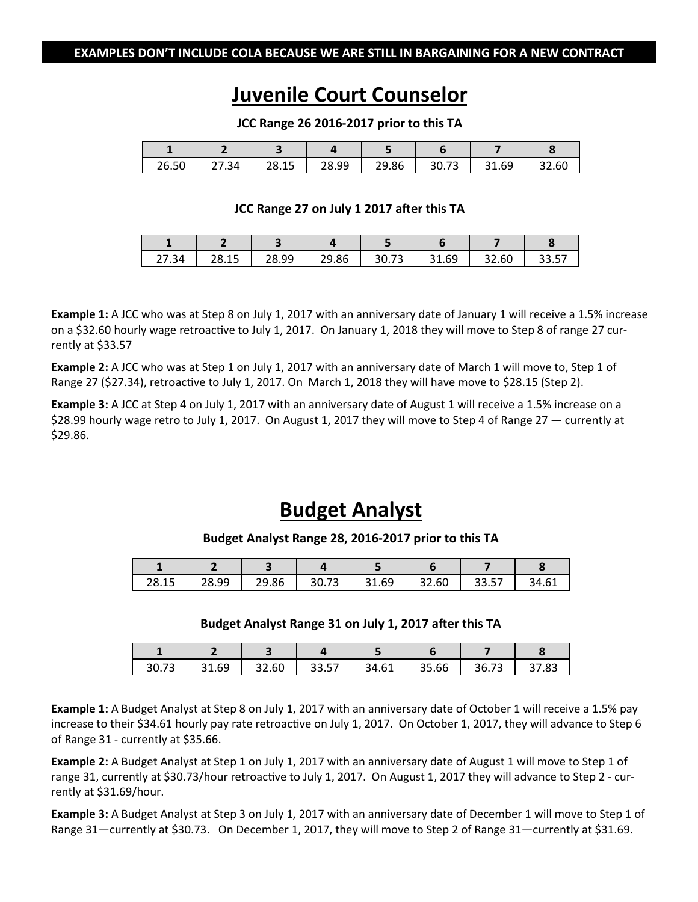**EXAMPLES DON'T INCLUDE COLA BECAUSE WE ARE STILL IN BARGAINING FOR A NEW CONTRACT**

# Juvenile Court Counselor

**JCC Range 26 2016-2017 prior to this TA**

| 1 | 2 | 3 | 4 | 5 | 6 | 7 | 8 |
|---|---|---|---|---|---|---|---|
| 26.50 | 27.34 | 28.15 | 28.99 | 29.86 | 30.73 | 31.69 | 32.60 |

**JCC Range 27 on July 1 2017 after this TA**

| 1 | 2 | 3 | 4 | 5 | 6 | 7 | 8 |
|---|---|---|---|---|---|---|---|
| 27.34 | 28.15 | 28.99 | 29.86 | 30.73 | 31.69 | 32.60 | 33.57 |

**Example 1:** A JCC who was at Step 8 on July 1, 2017 with an anniversary date of January 1 will receive a 1.5% increase on a $32.60 hourly wage retroactive to July 1, 2017. On January 1, 2018 they will move to Step 8 of range 27 currently at $33.57

**Example 2:** A JCC who was at Step 1 on July 1, 2017 with an anniversary date of March 1 will move to, Step 1 of Range 27 ($27.34), retroactive to July 1, 2017. On March 1, 2018 they will have move to $28.15 (Step 2).

**Example 3:** A JCC at Step 4 on July 1, 2017 with an anniversary date of August 1 will receive a 1.5% increase on a $28.99 hourly wage retro to July 1, 2017. On August 1, 2017 they will move to Step 4 of Range 27 — currently at $29.86.

# Budget Analyst

**Budget Analyst Range 28, 2016-2017 prior to this TA**

| 1 | 2 | 3 | 4 | 5 | 6 | 7 | 8 |
|---|---|---|---|---|---|---|---|
| 28.15 | 28.99 | 29.86 | 30.73 | 31.69 | 32.60 | 33.57 | 34.61 |

**Budget Analyst Range 31 on July 1, 2017 after this TA**

| 1 | 2 | 3 | 4 | 5 | 6 | 7 | 8 |
|---|---|---|---|---|---|---|---|
| 30.73 | 31.69 | 32.60 | 33.57 | 34.61 | 35.66 | 36.73 | 37.83 |

**Example 1:** A Budget Analyst at Step 8 on July 1, 2017 with an anniversary date of October 1 will receive a 1.5% pay increase to their $34.61 hourly pay rate retroactive on July 1, 2017. On October 1, 2017, they will advance to Step 6 of Range 31 - currently at $35.66.

**Example 2:** A Budget Analyst at Step 1 on July 1, 2017 with an anniversary date of August 1 will move to Step 1 of range 31, currently at $30.73/hour retroactive to July 1, 2017. On August 1, 2017 they will advance to Step 2 - currently at $31.69/hour.

**Example 3:** A Budget Analyst at Step 3 on July 1, 2017 with an anniversary date of December 1 will move to Step 1 of Range 31—currently at $30.73. On December 1, 2017, they will move to Step 2 of Range 31—currently at $31.69.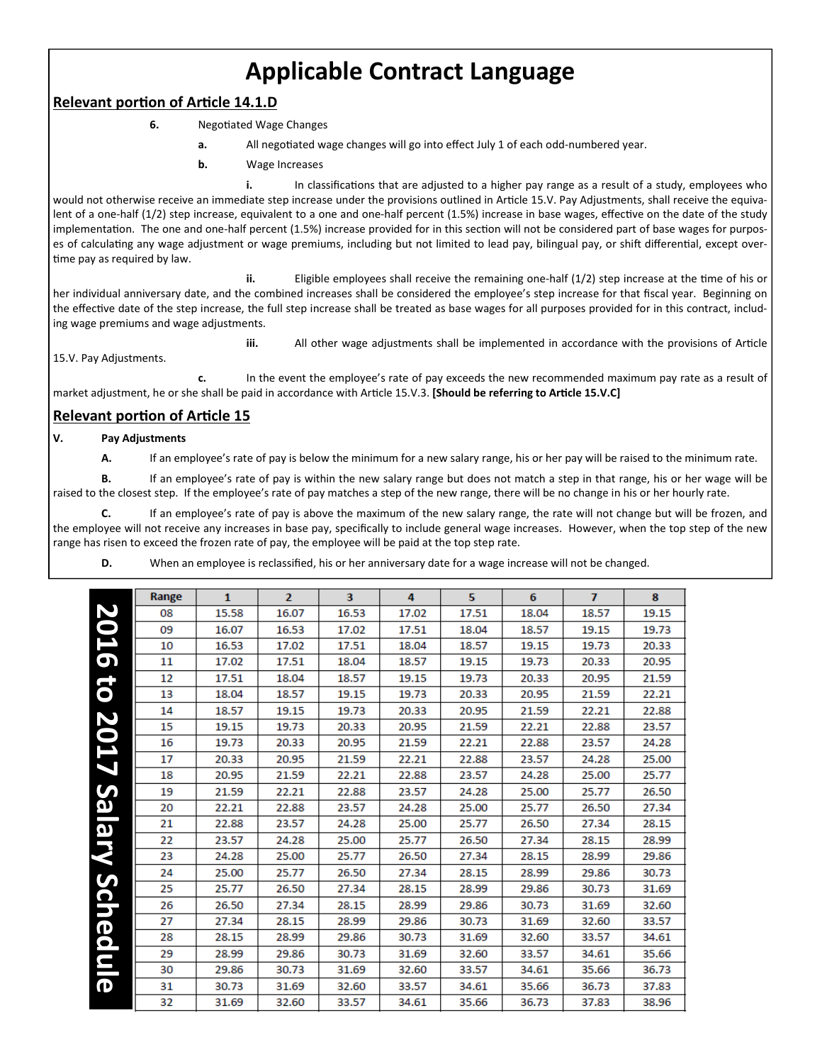# Applicable Contract Language

## Relevant portion of Article 14.1.D

**6.** Negotiated Wage Changes

**a.** All negotiated wage changes will go into effect July 1 of each odd-numbered year.

**b.** Wage Increases

**i.** In classifications that are adjusted to a higher pay range as a result of a study, employees who would not otherwise receive an immediate step increase under the provisions outlined in Article 15.V. Pay Adjustments, shall receive the equivalent of a one-half (1/2) step increase, equivalent to a one and one-half percent (1.5%) increase in base wages, effective on the date of the study implementation. The one and one-half percent (1.5%) increase provided for in this section will not be considered part of base wages for purposes of calculating any wage adjustment or wage premiums, including but not limited to lead pay, bilingual pay, or shift differential, except overtime pay as required by law.

**ii.** Eligible employees shall receive the remaining one-half (1/2) step increase at the time of his or her individual anniversary date, and the combined increases shall be considered the employee's step increase for that fiscal year. Beginning on the effective date of the step increase, the full step increase shall be treated as base wages for all purposes provided for in this contract, including wage premiums and wage adjustments.

**iii.** All other wage adjustments shall be implemented in accordance with the provisions of Article 15.V. Pay Adjustments.

**c.** In the event the employee's rate of pay exceeds the new recommended maximum pay rate as a result of market adjustment, he or she shall be paid in accordance with Article 15.V.3. **[Should be referring to Article 15.V.C]**

## Relevant portion of Article 15

**V. Pay Adjustments**

**A.** If an employee's rate of pay is below the minimum for a new salary range, his or her pay will be raised to the minimum rate.

**B.** If an employee's rate of pay is within the new salary range but does not match a step in that range, his or her wage will be raised to the closest step. If the employee's rate of pay matches a step of the new range, there will be no change in his or her hourly rate.

**C.** If an employee's rate of pay is above the maximum of the new salary range, the rate will not change but will be frozen, and the employee will not receive any increases in base pay, specifically to include general wage increases. However, when the top step of the new range has risen to exceed the frozen rate of pay, the employee will be paid at the top step rate.

**D.** When an employee is reclassified, his or her anniversary date for a wage increase will not be changed.

## 2016 to 2017 Salary Schedule

| Range | 1 | 2 | 3 | 4 | 5 | 6 | 7 | 8 |
|---|---|---|---|---|---|---|---|---|
| 08 | 15.58 | 16.07 | 16.53 | 17.02 | 17.51 | 18.04 | 18.57 | 19.15 |
| 09 | 16.07 | 16.53 | 17.02 | 17.51 | 18.04 | 18.57 | 19.15 | 19.73 |
| 10 | 16.53 | 17.02 | 17.51 | 18.04 | 18.57 | 19.15 | 19.73 | 20.33 |
| 11 | 17.02 | 17.51 | 18.04 | 18.57 | 19.15 | 19.73 | 20.33 | 20.95 |
| 12 | 17.51 | 18.04 | 18.57 | 19.15 | 19.73 | 20.33 | 20.95 | 21.59 |
| 13 | 18.04 | 18.57 | 19.15 | 19.73 | 20.33 | 20.95 | 21.59 | 22.21 |
| 14 | 18.57 | 19.15 | 19.73 | 20.33 | 20.95 | 21.59 | 22.21 | 22.88 |
| 15 | 19.15 | 19.73 | 20.33 | 20.95 | 21.59 | 22.21 | 22.88 | 23.57 |
| 16 | 19.73 | 20.33 | 20.95 | 21.59 | 22.21 | 22.88 | 23.57 | 24.28 |
| 17 | 20.33 | 20.95 | 21.59 | 22.21 | 22.88 | 23.57 | 24.28 | 25.00 |
| 18 | 20.95 | 21.59 | 22.21 | 22.88 | 23.57 | 24.28 | 25.00 | 25.77 |
| 19 | 21.59 | 22.21 | 22.88 | 23.57 | 24.28 | 25.00 | 25.77 | 26.50 |
| 20 | 22.21 | 22.88 | 23.57 | 24.28 | 25.00 | 25.77 | 26.50 | 27.34 |
| 21 | 22.88 | 23.57 | 24.28 | 25.00 | 25.77 | 26.50 | 27.34 | 28.15 |
| 22 | 23.57 | 24.28 | 25.00 | 25.77 | 26.50 | 27.34 | 28.15 | 28.99 |
| 23 | 24.28 | 25.00 | 25.77 | 26.50 | 27.34 | 28.15 | 28.99 | 29.86 |
| 24 | 25.00 | 25.77 | 26.50 | 27.34 | 28.15 | 28.99 | 29.86 | 30.73 |
| 25 | 25.77 | 26.50 | 27.34 | 28.15 | 28.99 | 29.86 | 30.73 | 31.69 |
| 26 | 26.50 | 27.34 | 28.15 | 28.99 | 29.86 | 30.73 | 31.69 | 32.60 |
| 27 | 27.34 | 28.15 | 28.99 | 29.86 | 30.73 | 31.69 | 32.60 | 33.57 |
| 28 | 28.15 | 28.99 | 29.86 | 30.73 | 31.69 | 32.60 | 33.57 | 34.61 |
| 29 | 28.99 | 29.86 | 30.73 | 31.69 | 32.60 | 33.57 | 34.61 | 35.66 |
| 30 | 29.86 | 30.73 | 31.69 | 32.60 | 33.57 | 34.61 | 35.66 | 36.73 |
| 31 | 30.73 | 31.69 | 32.60 | 33.57 | 34.61 | 35.66 | 36.73 | 37.83 |
| 32 | 31.69 | 32.60 | 33.57 | 34.61 | 35.66 | 36.73 | 37.83 | 38.96 |